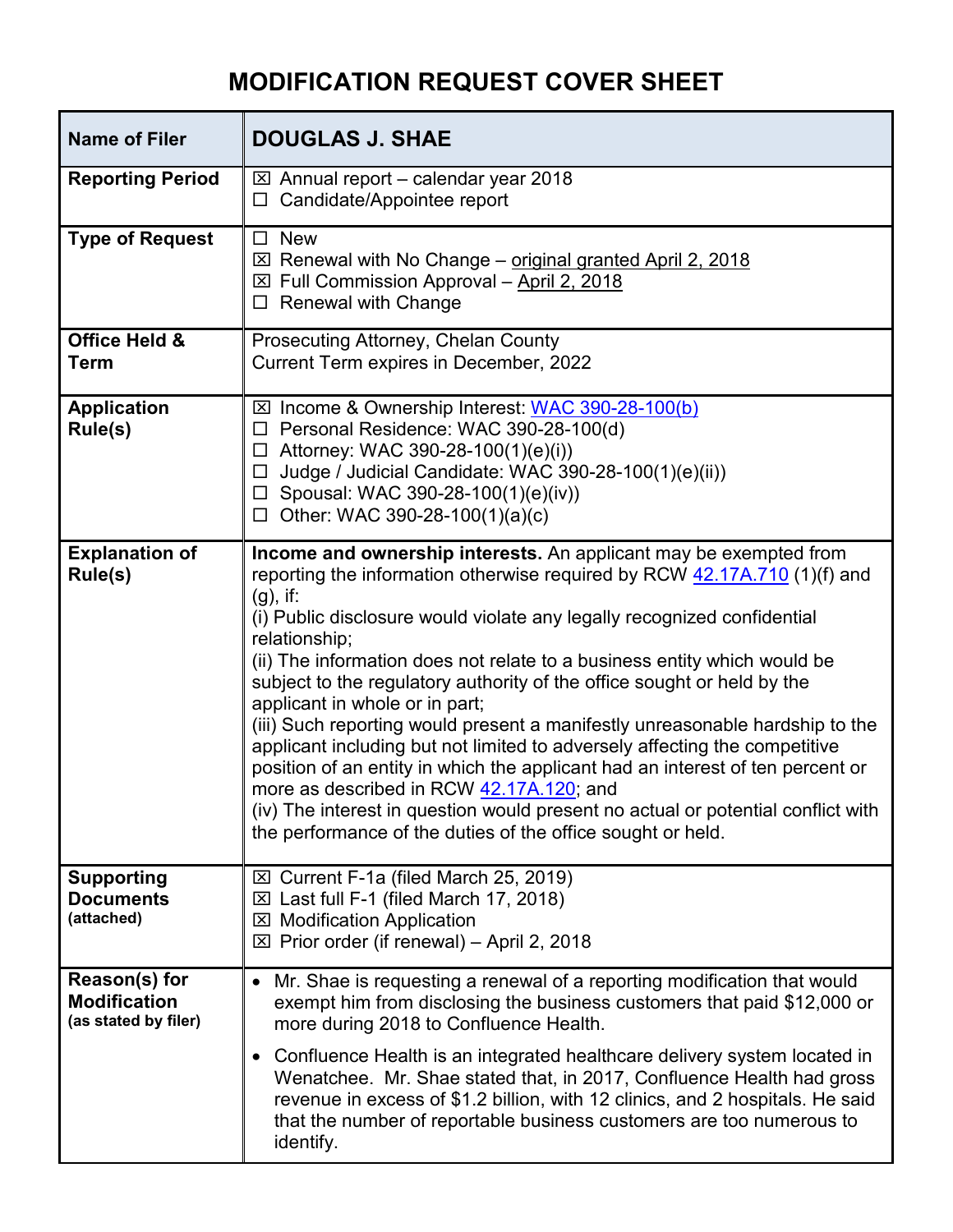# MODIFICATION REQUEST COVER SHEET

| Name of Filer | DOUGLAS J. SHAE |
|---|---|
| **Reporting Period** | ☒ Annual report – calendar year 2018<br>☐ Candidate/Appointee report |
| **Type of Request** | ☐ New<br>☒ Renewal with No Change – original granted April 2, 2018<br>☒ Full Commission Approval – April 2, 2018<br>☐ Renewal with Change |
| **Office Held & Term** | Prosecuting Attorney, Chelan County<br>Current Term expires in December, 2022 |
| **Application Rule(s)** | ☒ Income & Ownership Interest: WAC 390-28-100(b)<br>☐ Personal Residence: WAC 390-28-100(d)<br>☐ Attorney: WAC 390-28-100(1)(e)(i))<br>☐ Judge / Judicial Candidate: WAC 390-28-100(1)(e)(ii))<br>☐ Spousal: WAC 390-28-100(1)(e)(iv))<br>☐ Other: WAC 390-28-100(1)(a)(c) |
| **Explanation of Rule(s)** | **Income and ownership interests.** An applicant may be exempted from reporting the information otherwise required by RCW 42.17A.710 (1)(f) and (g), if:<br>(i) Public disclosure would violate any legally recognized confidential relationship;<br>(ii) The information does not relate to a business entity which would be subject to the regulatory authority of the office sought or held by the applicant in whole or in part;<br>(iii) Such reporting would present a manifestly unreasonable hardship to the applicant including but not limited to adversely affecting the competitive position of an entity in which the applicant had an interest of ten percent or more as described in RCW 42.17A.120; and<br>(iv) The interest in question would present no actual or potential conflict with the performance of the duties of the office sought or held. |
| **Supporting Documents (attached)** | ☒ Current F-1a (filed March 25, 2019)<br>☒ Last full F-1 (filed March 17, 2018)<br>☒ Modification Application<br>☒ Prior order (if renewal) – April 2, 2018 |
| **Reason(s) for Modification (as stated by filer)** | • Mr. Shae is requesting a renewal of a reporting modification that would exempt him from disclosing the business customers that paid $12,000 or more during 2018 to Confluence Health.<br>• Confluence Health is an integrated healthcare delivery system located in Wenatchee. Mr. Shae stated that, in 2017, Confluence Health had gross revenue in excess of $1.2 billion, with 12 clinics, and 2 hospitals. He said that the number of reportable business customers are too numerous to identify. |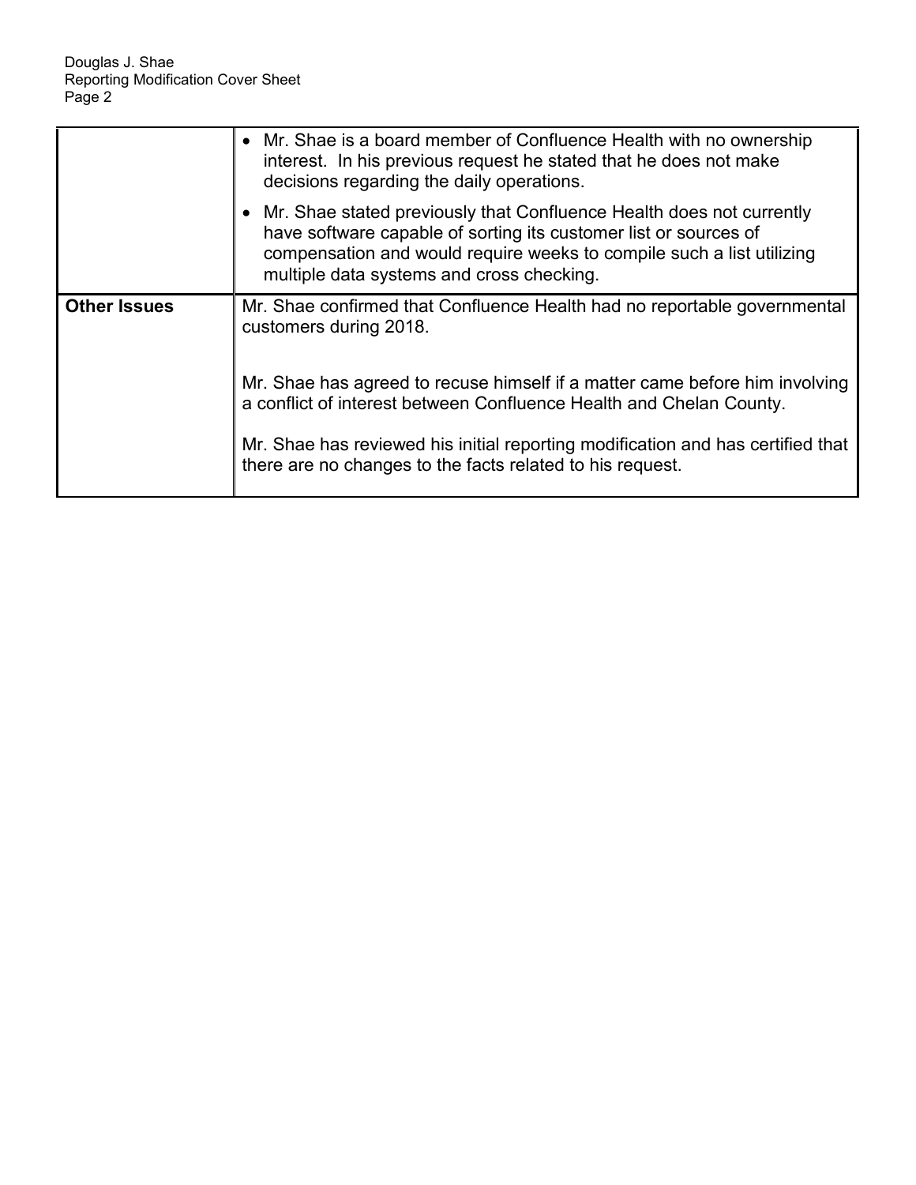| | |
|---|---|
| | • Mr. Shae is a board member of Confluence Health with no ownership interest. In his previous request he stated that he does not make decisions regarding the daily operations.<br>• Mr. Shae stated previously that Confluence Health does not currently have software capable of sorting its customer list or sources of compensation and would require weeks to compile such a list utilizing multiple data systems and cross checking. |
| **Other Issues** | Mr. Shae confirmed that Confluence Health had no reportable governmental customers during 2018.<br><br>Mr. Shae has agreed to recuse himself if a matter came before him involving a conflict of interest between Confluence Health and Chelan County.<br><br>Mr. Shae has reviewed his initial reporting modification and has certified that there are no changes to the facts related to his request. |